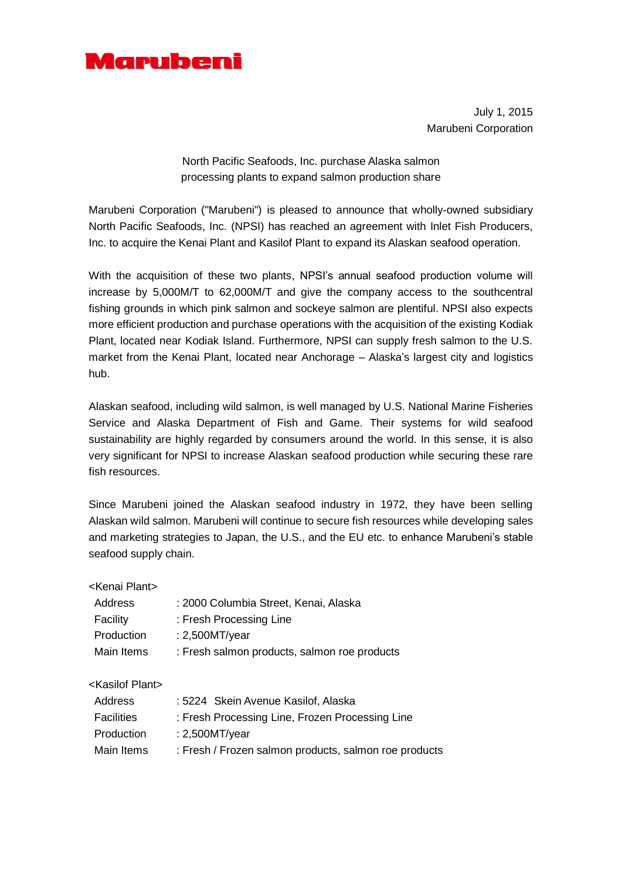**Marubeni**

July 1, 2015
Marubeni Corporation

## North Pacific Seafoods, Inc. purchase Alaska salmon processing plants to expand salmon production share

Marubeni Corporation ("Marubeni") is pleased to announce that wholly-owned subsidiary North Pacific Seafoods, Inc. (NPSI) has reached an agreement with Inlet Fish Producers, Inc. to acquire the Kenai Plant and Kasilof Plant to expand its Alaskan seafood operation.

With the acquisition of these two plants, NPSI's annual seafood production volume will increase by 5,000M/T to 62,000M/T and give the company access to the southcentral fishing grounds in which pink salmon and sockeye salmon are plentiful. NPSI also expects more efficient production and purchase operations with the acquisition of the existing Kodiak Plant, located near Kodiak Island. Furthermore, NPSI can supply fresh salmon to the U.S. market from the Kenai Plant, located near Anchorage – Alaska's largest city and logistics hub.

Alaskan seafood, including wild salmon, is well managed by U.S. National Marine Fisheries Service and Alaska Department of Fish and Game. Their systems for wild seafood sustainability are highly regarded by consumers around the world. In this sense, it is also very significant for NPSI to increase Alaskan seafood production while securing these rare fish resources.

Since Marubeni joined the Alaskan seafood industry in 1972, they have been selling Alaskan wild salmon. Marubeni will continue to secure fish resources while developing sales and marketing strategies to Japan, the U.S., and the EU etc. to enhance Marubeni's stable seafood supply chain.

<Kenai Plant>

| | |
|---|---|
| Address | : 2000 Columbia Street, Kenai, Alaska |
| Facility | : Fresh Processing Line |
| Production | : 2,500MT/year |
| Main Items | : Fresh salmon products, salmon roe products |

<Kasilof Plant>

| | |
|---|---|
| Address | : 5224 Skein Avenue Kasilof, Alaska |
| Facilities | : Fresh Processing Line, Frozen Processing Line |
| Production | : 2,500MT/year |
| Main Items | : Fresh / Frozen salmon products, salmon roe products |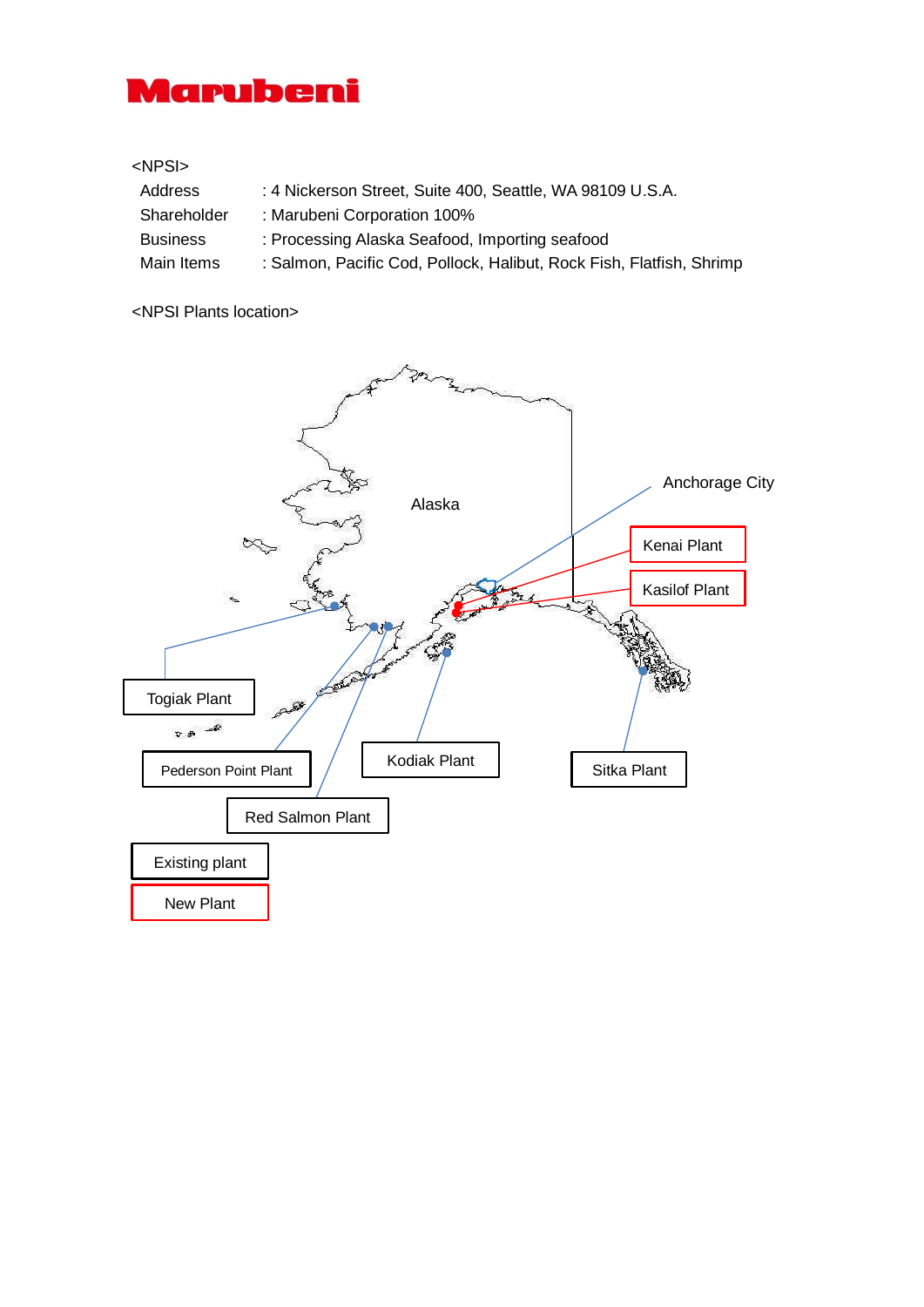Marubeni

<NPSI>

| | |
|---|---|
| Address | : 4 Nickerson Street, Suite 400, Seattle, WA 98109 U.S.A. |
| Shareholder | : Marubeni Corporation 100% |
| Business | : Processing Alaska Seafood, Importing seafood |
| Main Items | : Salmon, Pacific Cod, Pollock, Halibut, Rock Fish, Flatfish, Shrimp |

<NPSI Plants location>

Alaska

Anchorage City

Kenai Plant

Kasilof Plant

Togiak Plant

Pederson Point Plant

Kodiak Plant

Sitka Plant

Red Salmon Plant

Existing plant

New Plant